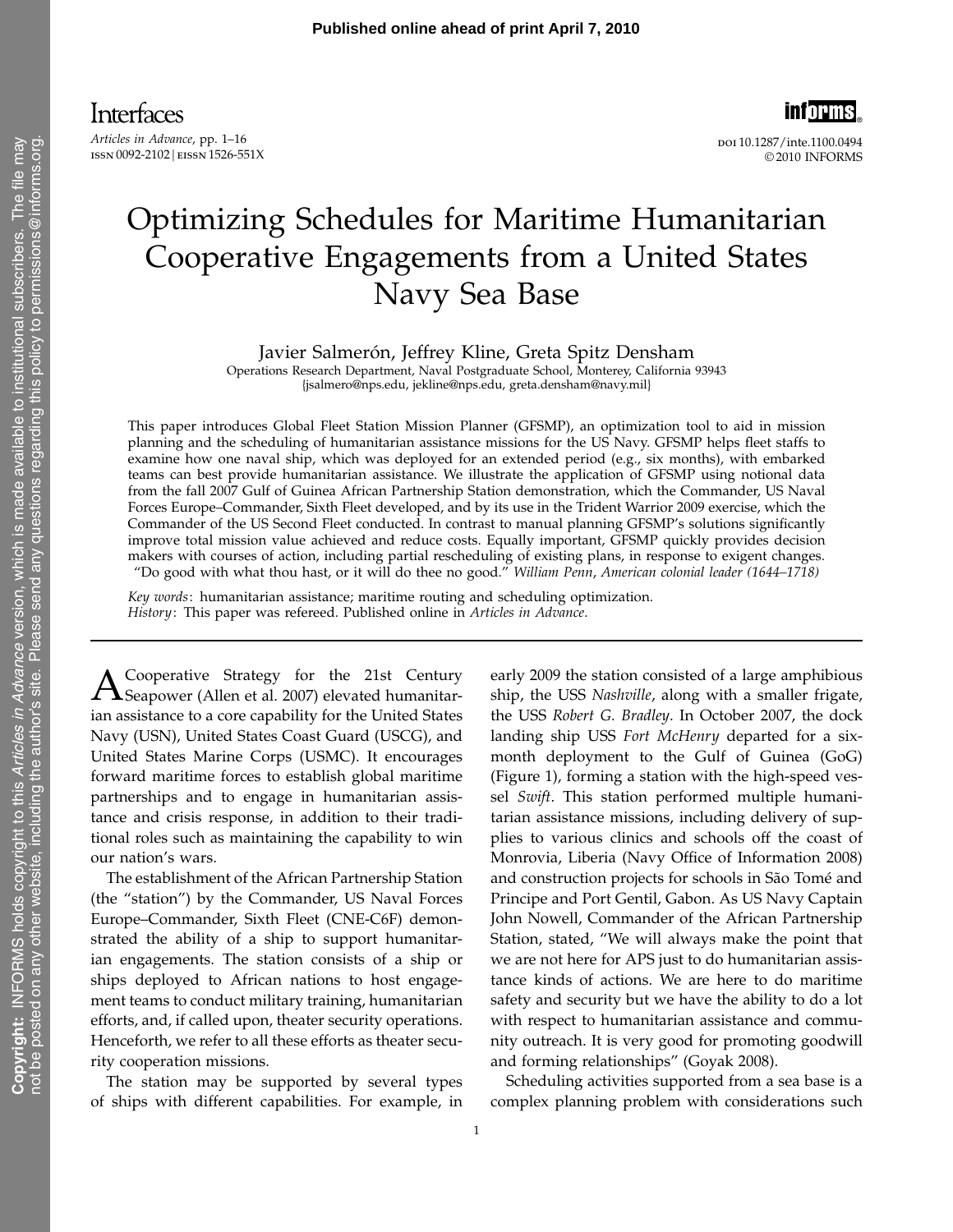# Optimizing Schedules for Maritime Humanitarian Cooperative Engagements from a United States Navy Sea Base

Javier Salmerón, Jeffrey Kline, Greta Spitz Densham

Operations Research Department, Naval Postgraduate School, Monterey, California 93943
{jsalmero@nps.edu, jekline@nps.edu, greta.densham@navy.mil}

This paper introduces Global Fleet Station Mission Planner (GFSMP), an optimization tool to aid in mission planning and the scheduling of humanitarian assistance missions for the US Navy. GFSMP helps fleet staffs to examine how one naval ship, which was deployed for an extended period (e.g., six months), with embarked teams can best provide humanitarian assistance. We illustrate the application of GFSMP using notional data from the fall 2007 Gulf of Guinea African Partnership Station demonstration, which the Commander, US Naval Forces Europe–Commander, Sixth Fleet developed, and by its use in the Trident Warrior 2009 exercise, which the Commander of the US Second Fleet conducted. In contrast to manual planning GFSMP's solutions significantly improve total mission value achieved and reduce costs. Equally important, GFSMP quickly provides decision makers with courses of action, including partial rescheduling of existing plans, in response to exigent changes.

"Do good with what thou hast, or it will do thee no good." *William Penn, American colonial leader (1644–1718)*

*Key words*: humanitarian assistance; maritime routing and scheduling optimization.
*History*: This paper was refereed. Published online in *Articles in Advance*.

---

A Cooperative Strategy for the 21st Century Seapower (Allen et al. 2007) elevated humanitarian assistance to a core capability for the United States Navy (USN), United States Coast Guard (USCG), and United States Marine Corps (USMC). It encourages forward maritime forces to establish global maritime partnerships and to engage in humanitarian assistance and crisis response, in addition to their traditional roles such as maintaining the capability to win our nation's wars.

The establishment of the African Partnership Station (the "station") by the Commander, US Naval Forces Europe–Commander, Sixth Fleet (CNE-C6F) demonstrated the ability of a ship to support humanitarian engagements. The station consists of a ship or ships deployed to African nations to host engagement teams to conduct military training, humanitarian efforts, and, if called upon, theater security operations. Henceforth, we refer to all these efforts as theater security cooperation missions.

The station may be supported by several types of ships with different capabilities. For example, in early 2009 the station consisted of a large amphibious ship, the USS *Nashville*, along with a smaller frigate, the USS *Robert G. Bradley*. In October 2007, the dock landing ship USS *Fort McHenry* departed for a six-month deployment to the Gulf of Guinea (GoG) (Figure 1), forming a station with the high-speed vessel *Swift*. This station performed multiple humanitarian assistance missions, including delivery of supplies to various clinics and schools off the coast of Monrovia, Liberia (Navy Office of Information 2008) and construction projects for schools in São Tomé and Principe and Port Gentil, Gabon. As US Navy Captain John Nowell, Commander of the African Partnership Station, stated, "We will always make the point that we are not here for APS just to do humanitarian assistance kinds of actions. We are here to do maritime safety and security but we have the ability to do a lot with respect to humanitarian assistance and community outreach. It is very good for promoting goodwill and forming relationships" (Goyak 2008).

Scheduling activities supported from a sea base is a complex planning problem with considerations such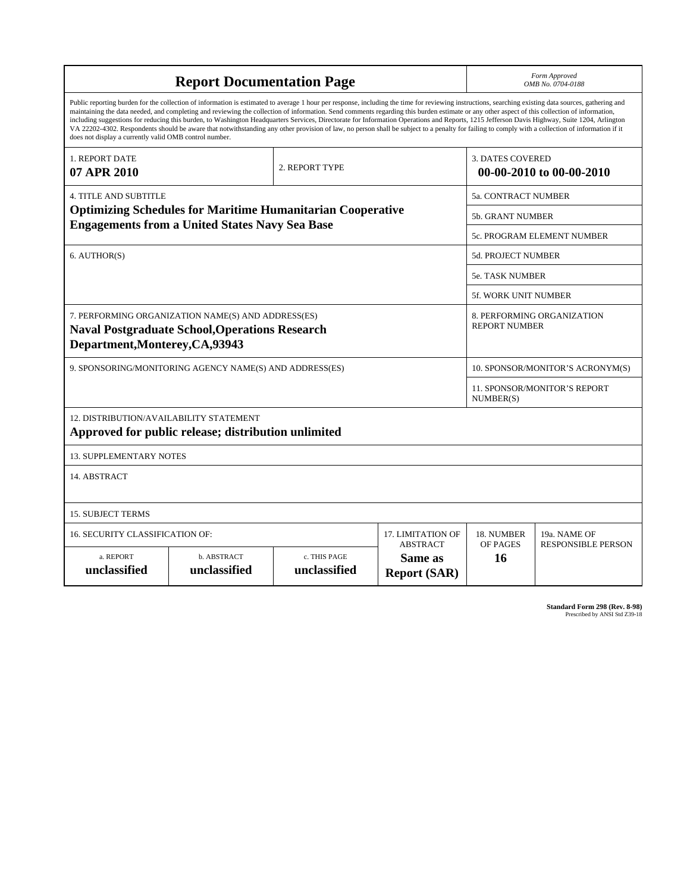# Report Documentation Page

*Form Approved*
*OMB No. 0704-0188*

Public reporting burden for the collection of information is estimated to average 1 hour per response, including the time for reviewing instructions, searching existing data sources, gathering and maintaining the data needed, and completing and reviewing the collection of information. Send comments regarding this burden estimate or any other aspect of this collection of information, including suggestions for reducing this burden, to Washington Headquarters Services, Directorate for Information Operations and Reports, 1215 Jefferson Davis Highway, Suite 1204, Arlington VA 22202-4302. Respondents should be aware that notwithstanding any other provision of law, no person shall be subject to a penalty for failing to comply with a collection of information if it does not display a currently valid OMB control number.

| 1. REPORT DATE | 2. REPORT TYPE | 3. DATES COVERED |
|---|---|---|
| **07 APR 2010** | | **00-00-2010 to 00-00-2010** |

| 4. TITLE AND SUBTITLE | |
|---|---|
| **Optimizing Schedules for Maritime Humanitarian Cooperative Engagements from a United States Navy Sea Base** | 5a. CONTRACT NUMBER |
| | 5b. GRANT NUMBER |
| | 5c. PROGRAM ELEMENT NUMBER |
| 6. AUTHOR(S) | 5d. PROJECT NUMBER |
| | 5e. TASK NUMBER |
| | 5f. WORK UNIT NUMBER |
| 7. PERFORMING ORGANIZATION NAME(S) AND ADDRESS(ES) **Naval Postgraduate School,Operations Research Department,Monterey,CA,93943** | 8. PERFORMING ORGANIZATION REPORT NUMBER |
| 9. SPONSORING/MONITORING AGENCY NAME(S) AND ADDRESS(ES) | 10. SPONSOR/MONITOR'S ACRONYM(S) |
| | 11. SPONSOR/MONITOR'S REPORT NUMBER(S) |

12. DISTRIBUTION/AVAILABILITY STATEMENT
**Approved for public release; distribution unlimited**

13. SUPPLEMENTARY NOTES

14. ABSTRACT

15. SUBJECT TERMS

| 16. SECURITY CLASSIFICATION OF: | | | 17. LIMITATION OF ABSTRACT | 18. NUMBER OF PAGES | 19a. NAME OF RESPONSIBLE PERSON |
|---|---|---|---|---|---|
| a. REPORT | b. ABSTRACT | c. THIS PAGE | | | |
| **unclassified** | **unclassified** | **unclassified** | **Same as Report (SAR)** | **16** | |

**Standard Form 298 (Rev. 8-98)**
Prescribed by ANSI Std Z39-18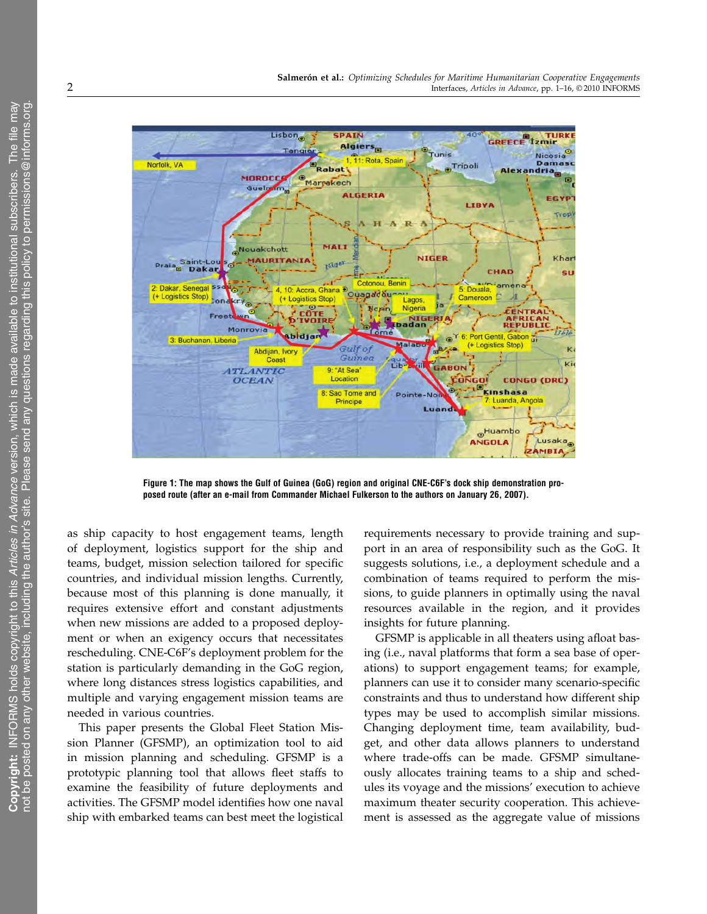**Figure 1: The map shows the Gulf of Guinea (GoG) region and original CNE-C6F's dock ship demonstration proposed route (after an e-mail from Commander Michael Fulkerson to the authors on January 26, 2007).**

as ship capacity to host engagement teams, length of deployment, logistics support for the ship and teams, budget, mission selection tailored for specific countries, and individual mission lengths. Currently, because most of this planning is done manually, it requires extensive effort and constant adjustments when new missions are added to a proposed deployment or when an exigency occurs that necessitates rescheduling. CNE-C6F's deployment problem for the station is particularly demanding in the GoG region, where long distances stress logistics capabilities, and multiple and varying engagement mission teams are needed in various countries.

This paper presents the Global Fleet Station Mission Planner (GFSMP), an optimization tool to aid in mission planning and scheduling. GFSMP is a prototypic planning tool that allows fleet staffs to examine the feasibility of future deployments and activities. The GFSMP model identifies how one naval ship with embarked teams can best meet the logistical requirements necessary to provide training and support in an area of responsibility such as the GoG. It suggests solutions, i.e., a deployment schedule and a combination of teams required to perform the missions, to guide planners in optimally using the naval resources available in the region, and it provides insights for future planning.

GFSMP is applicable in all theaters using afloat basing (i.e., naval platforms that form a sea base of operations) to support engagement teams; for example, planners can use it to consider many scenario-specific constraints and thus to understand how different ship types may be used to accomplish similar missions. Changing deployment time, team availability, budget, and other data allows planners to understand where trade-offs can be made. GFSMP simultaneously allocates training teams to a ship and schedules its voyage and the missions' execution to achieve maximum theater security cooperation. This achievement is assessed as the aggregate value of missions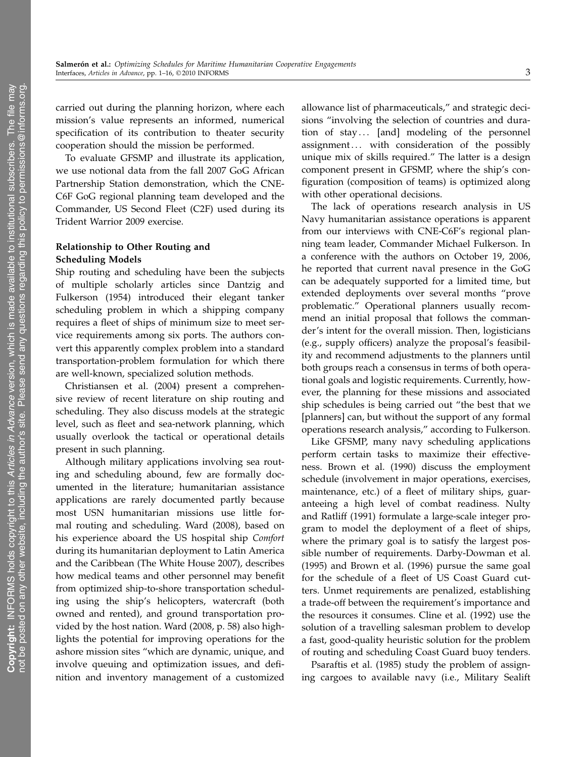carried out during the planning horizon, where each mission's value represents an informed, numerical specification of its contribution to theater security cooperation should the mission be performed.

To evaluate GFSMP and illustrate its application, we use notional data from the fall 2007 GoG African Partnership Station demonstration, which the CNE-C6F GoG regional planning team developed and the Commander, US Second Fleet (C2F) used during its Trident Warrior 2009 exercise.

### Relationship to Other Routing and Scheduling Models

Ship routing and scheduling have been the subjects of multiple scholarly articles since Dantzig and Fulkerson (1954) introduced their elegant tanker scheduling problem in which a shipping company requires a fleet of ships of minimum size to meet service requirements among six ports. The authors convert this apparently complex problem into a standard transportation-problem formulation for which there are well-known, specialized solution methods.

Christiansen et al. (2004) present a comprehensive review of recent literature on ship routing and scheduling. They also discuss models at the strategic level, such as fleet and sea-network planning, which usually overlook the tactical or operational details present in such planning.

Although military applications involving sea routing and scheduling abound, few are formally documented in the literature; humanitarian assistance applications are rarely documented partly because most USN humanitarian missions use little formal routing and scheduling. Ward (2008), based on his experience aboard the US hospital ship *Comfort* during its humanitarian deployment to Latin America and the Caribbean (The White House 2007), describes how medical teams and other personnel may benefit from optimized ship-to-shore transportation scheduling using the ship's helicopters, watercraft (both owned and rented), and ground transportation provided by the host nation. Ward (2008, p. 58) also highlights the potential for improving operations for the ashore mission sites "which are dynamic, unique, and involve queuing and optimization issues, and definition and inventory management of a customized allowance list of pharmaceuticals," and strategic decisions "involving the selection of countries and duration of stay... [and] modeling of the personnel assignment... with consideration of the possibly unique mix of skills required." The latter is a design component present in GFSMP, where the ship's configuration (composition of teams) is optimized along with other operational decisions.

The lack of operations research analysis in US Navy humanitarian assistance operations is apparent from our interviews with CNE-C6F's regional planning team leader, Commander Michael Fulkerson. In a conference with the authors on October 19, 2006, he reported that current naval presence in the GoG can be adequately supported for a limited time, but extended deployments over several months "prove problematic." Operational planners usually recommend an initial proposal that follows the commander's intent for the overall mission. Then, logisticians (e.g., supply officers) analyze the proposal's feasibility and recommend adjustments to the planners until both groups reach a consensus in terms of both operational goals and logistic requirements. Currently, however, the planning for these missions and associated ship schedules is being carried out "the best that we [planners] can, but without the support of any formal operations research analysis," according to Fulkerson.

Like GFSMP, many navy scheduling applications perform certain tasks to maximize their effectiveness. Brown et al. (1990) discuss the employment schedule (involvement in major operations, exercises, maintenance, etc.) of a fleet of military ships, guaranteeing a high level of combat readiness. Nulty and Ratliff (1991) formulate a large-scale integer program to model the deployment of a fleet of ships, where the primary goal is to satisfy the largest possible number of requirements. Darby-Dowman et al. (1995) and Brown et al. (1996) pursue the same goal for the schedule of a fleet of US Coast Guard cutters. Unmet requirements are penalized, establishing a trade-off between the requirement's importance and the resources it consumes. Cline et al. (1992) use the solution of a travelling salesman problem to develop a fast, good-quality heuristic solution for the problem of routing and scheduling Coast Guard buoy tenders.

Psaraftis et al. (1985) study the problem of assigning cargoes to available navy (i.e., Military Sealift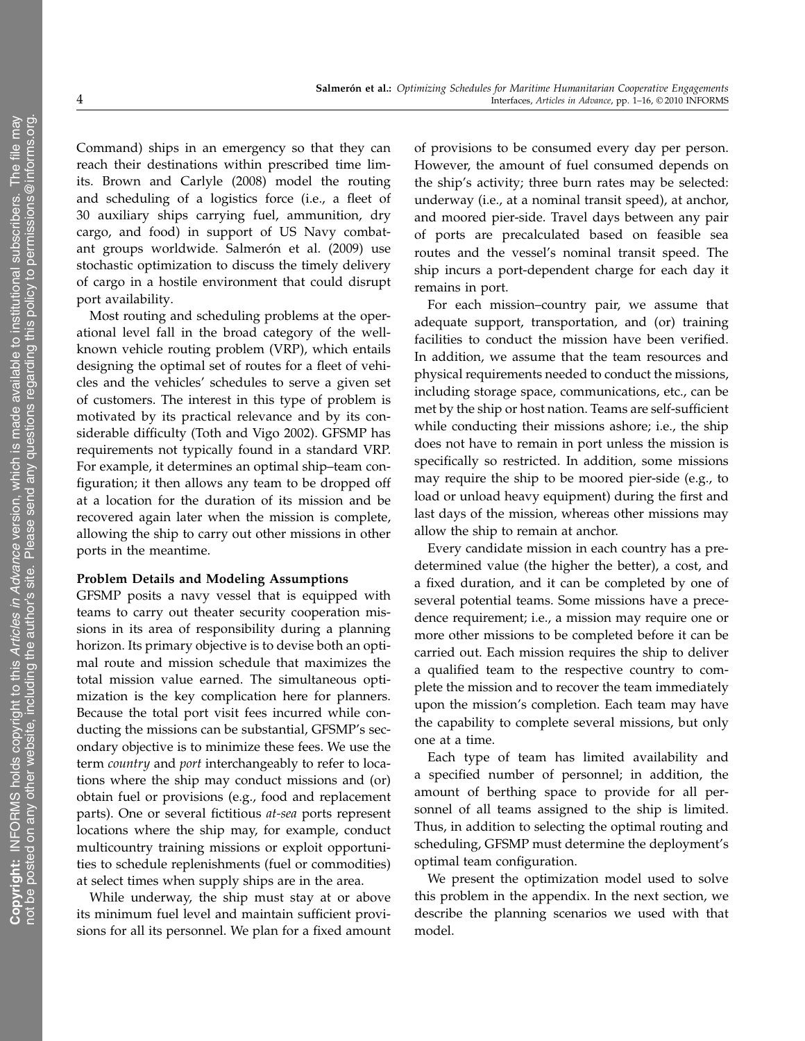Command) ships in an emergency so that they can reach their destinations within prescribed time limits. Brown and Carlyle (2008) model the routing and scheduling of a logistics force (i.e., a fleet of 30 auxiliary ships carrying fuel, ammunition, dry cargo, and food) in support of US Navy combatant groups worldwide. Salmerón et al. (2009) use stochastic optimization to discuss the timely delivery of cargo in a hostile environment that could disrupt port availability.

Most routing and scheduling problems at the operational level fall in the broad category of the well-known vehicle routing problem (VRP), which entails designing the optimal set of routes for a fleet of vehicles and the vehicles' schedules to serve a given set of customers. The interest in this type of problem is motivated by its practical relevance and by its considerable difficulty (Toth and Vigo 2002). GFSMP has requirements not typically found in a standard VRP. For example, it determines an optimal ship–team configuration; it then allows any team to be dropped off at a location for the duration of its mission and be recovered again later when the mission is complete, allowing the ship to carry out other missions in other ports in the meantime.

### Problem Details and Modeling Assumptions

GFSMP posits a navy vessel that is equipped with teams to carry out theater security cooperation missions in its area of responsibility during a planning horizon. Its primary objective is to devise both an optimal route and mission schedule that maximizes the total mission value earned. The simultaneous optimization is the key complication here for planners. Because the total port visit fees incurred while conducting the missions can be substantial, GFSMP's secondary objective is to minimize these fees. We use the term *country* and *port* interchangeably to refer to locations where the ship may conduct missions and (or) obtain fuel or provisions (e.g., food and replacement parts). One or several fictitious *at-sea* ports represent locations where the ship may, for example, conduct multicountry training missions or exploit opportunities to schedule replenishments (fuel or commodities) at select times when supply ships are in the area.

While underway, the ship must stay at or above its minimum fuel level and maintain sufficient provisions for all its personnel. We plan for a fixed amount of provisions to be consumed every day per person. However, the amount of fuel consumed depends on the ship's activity; three burn rates may be selected: underway (i.e., at a nominal transit speed), at anchor, and moored pier-side. Travel days between any pair of ports are precalculated based on feasible sea routes and the vessel's nominal transit speed. The ship incurs a port-dependent charge for each day it remains in port.

For each mission–country pair, we assume that adequate support, transportation, and (or) training facilities to conduct the mission have been verified. In addition, we assume that the team resources and physical requirements needed to conduct the missions, including storage space, communications, etc., can be met by the ship or host nation. Teams are self-sufficient while conducting their missions ashore; i.e., the ship does not have to remain in port unless the mission is specifically so restricted. In addition, some missions may require the ship to be moored pier-side (e.g., to load or unload heavy equipment) during the first and last days of the mission, whereas other missions may allow the ship to remain at anchor.

Every candidate mission in each country has a predetermined value (the higher the better), a cost, and a fixed duration, and it can be completed by one of several potential teams. Some missions have a precedence requirement; i.e., a mission may require one or more other missions to be completed before it can be carried out. Each mission requires the ship to deliver a qualified team to the respective country to complete the mission and to recover the team immediately upon the mission's completion. Each team may have the capability to complete several missions, but only one at a time.

Each type of team has limited availability and a specified number of personnel; in addition, the amount of berthing space to provide for all personnel of all teams assigned to the ship is limited. Thus, in addition to selecting the optimal routing and scheduling, GFSMP must determine the deployment's optimal team configuration.

We present the optimization model used to solve this problem in the appendix. In the next section, we describe the planning scenarios we used with that model.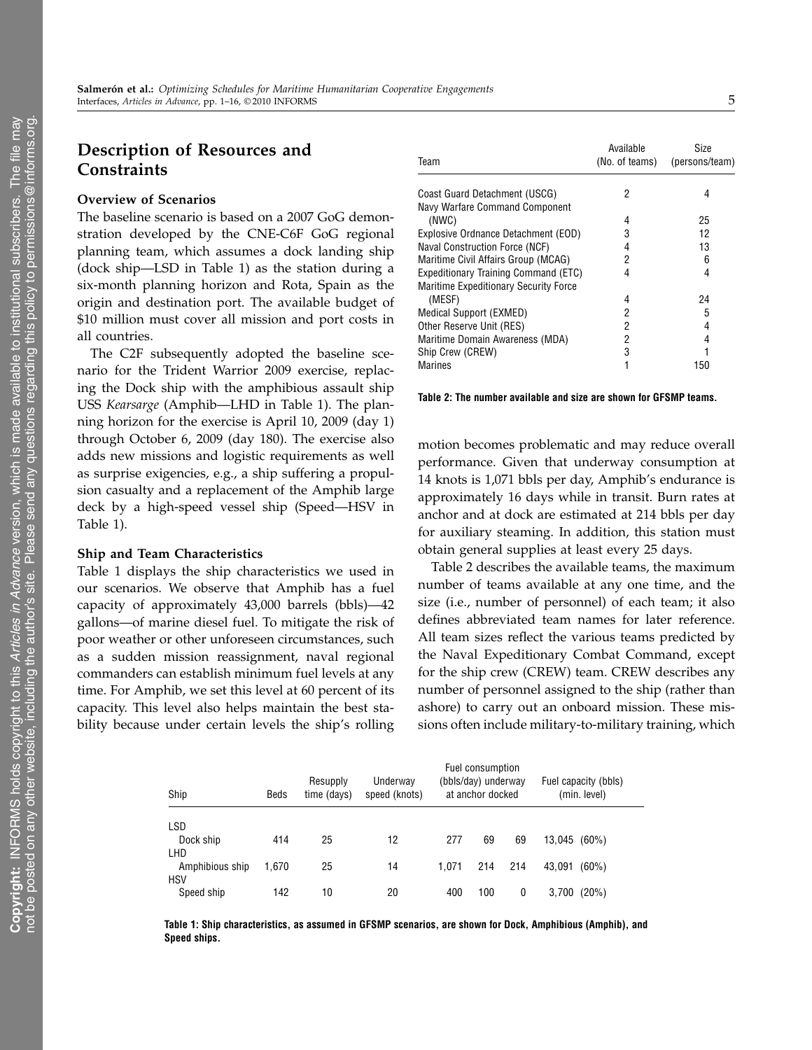## Description of Resources and Constraints

### Overview of Scenarios

The baseline scenario is based on a 2007 GoG demonstration developed by the CNE-C6F GoG regional planning team, which assumes a dock landing ship (dock ship—LSD in Table 1) as the station during a six-month planning horizon and Rota, Spain as the origin and destination port. The available budget of \$10 million must cover all mission and port costs in all countries.

The C2F subsequently adopted the baseline scenario for the Trident Warrior 2009 exercise, replacing the Dock ship with the amphibious assault ship USS *Kearsarge* (Amphib—LHD in Table 1). The planning horizon for the exercise is April 10, 2009 (day 1) through October 6, 2009 (day 180). The exercise also adds new missions and logistic requirements as well as surprise exigencies, e.g., a ship suffering a propulsion casualty and a replacement of the Amphib large deck by a high-speed vessel ship (Speed—HSV in Table 1).

### Ship and Team Characteristics

Table 1 displays the ship characteristics we used in our scenarios. We observe that Amphib has a fuel capacity of approximately 43,000 barrels (bbls)—42 gallons—of marine diesel fuel. To mitigate the risk of poor weather or other unforeseen circumstances, such as a sudden mission reassignment, naval regional commanders can establish minimum fuel levels at any time. For Amphib, we set this level at 60 percent of its capacity. This level also helps maintain the best stability because under certain levels the ship's rolling motion becomes problematic and may reduce overall performance. Given that underway consumption at 14 knots is 1,071 bbls per day, Amphib's endurance is approximately 16 days while in transit. Burn rates at anchor and at dock are estimated at 214 bbls per day for auxiliary steaming. In addition, this station must obtain general supplies at least every 25 days.

| Team | Available (No. of teams) | Size (persons/team) |
|---|---|---|
| Coast Guard Detachment (USCG) | 2 | 4 |
| Navy Warfare Command Component (NWC) | 4 | 25 |
| Explosive Ordnance Detachment (EOD) | 3 | 12 |
| Naval Construction Force (NCF) | 4 | 13 |
| Maritime Civil Affairs Group (MCAG) | 2 | 6 |
| Expeditionary Training Command (ETC) | 4 | 4 |
| Maritime Expeditionary Security Force (MESF) | 4 | 24 |
| Medical Support (EXMED) | 2 | 5 |
| Other Reserve Unit (RES) | 2 | 4 |
| Maritime Domain Awareness (MDA) | 2 | 4 |
| Ship Crew (CREW) | 3 | 1 |
| Marines | 1 | 150 |

**Table 2: The number available and size are shown for GFSMP teams.**

Table 2 describes the available teams, the maximum number of teams available at any one time, and the size (i.e., number of personnel) of each team; it also defines abbreviated team names for later reference. All team sizes reflect the various teams predicted by the Naval Expeditionary Combat Command, except for the ship crew (CREW) team. CREW describes any number of personnel assigned to the ship (rather than ashore) to carry out an onboard mission. These missions often include military-to-military training, which

| Ship | Beds | Resupply time (days) | Underway speed (knots) | Fuel consumption (bbls/day) underway | at anchor | docked | Fuel capacity (bbls) (min. level) |
|---|---|---|---|---|---|---|---|
| LSD | | | | | | | |
| Dock ship | 414 | 25 | 12 | 277 | 69 | 69 | 13,045 (60%) |
| LHD | | | | | | | |
| Amphibious ship | 1,670 | 25 | 14 | 1,071 | 214 | 214 | 43,091 (60%) |
| HSV | | | | | | | |
| Speed ship | 142 | 10 | 20 | 400 | 100 | 0 | 3,700 (20%) |

**Table 1: Ship characteristics, as assumed in GFSMP scenarios, are shown for Dock, Amphibious (Amphib), and Speed ships.**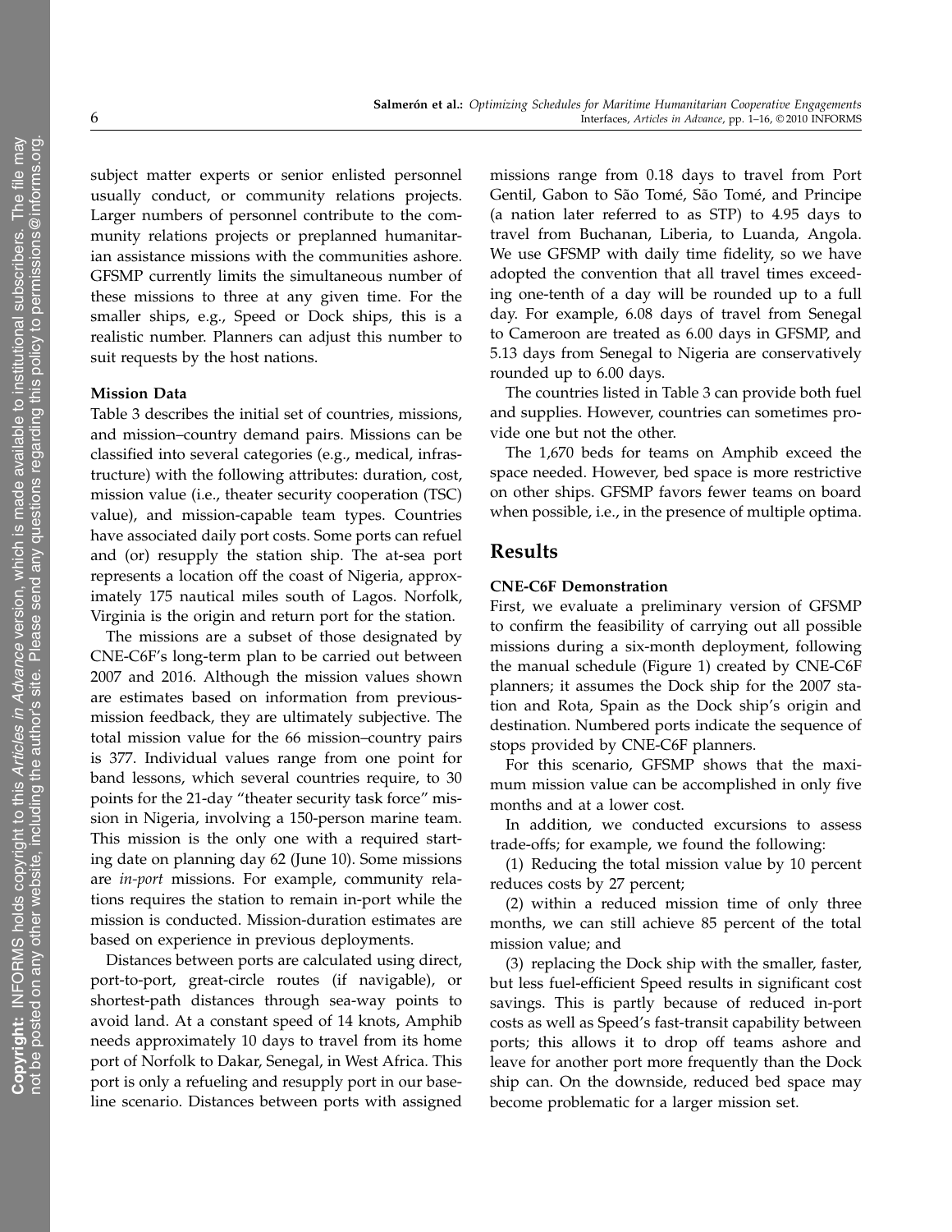subject matter experts or senior enlisted personnel usually conduct, or community relations projects. Larger numbers of personnel contribute to the community relations projects or preplanned humanitarian assistance missions with the communities ashore. GFSMP currently limits the simultaneous number of these missions to three at any given time. For the smaller ships, e.g., Speed or Dock ships, this is a realistic number. Planners can adjust this number to suit requests by the host nations.

#### Mission Data

Table 3 describes the initial set of countries, missions, and mission–country demand pairs. Missions can be classified into several categories (e.g., medical, infrastructure) with the following attributes: duration, cost, mission value (i.e., theater security cooperation (TSC) value), and mission-capable team types. Countries have associated daily port costs. Some ports can refuel and (or) resupply the station ship. The at-sea port represents a location off the coast of Nigeria, approximately 175 nautical miles south of Lagos. Norfolk, Virginia is the origin and return port for the station.

The missions are a subset of those designated by CNE-C6F's long-term plan to be carried out between 2007 and 2016. Although the mission values shown are estimates based on information from previous-mission feedback, they are ultimately subjective. The total mission value for the 66 mission–country pairs is 377. Individual values range from one point for band lessons, which several countries require, to 30 points for the 21-day "theater security task force" mission in Nigeria, involving a 150-person marine team. This mission is the only one with a required starting date on planning day 62 (June 10). Some missions are *in-port* missions. For example, community relations requires the station to remain in-port while the mission is conducted. Mission-duration estimates are based on experience in previous deployments.

Distances between ports are calculated using direct, port-to-port, great-circle routes (if navigable), or shortest-path distances through sea-way points to avoid land. At a constant speed of 14 knots, Amphib needs approximately 10 days to travel from its home port of Norfolk to Dakar, Senegal, in West Africa. This port is only a refueling and resupply port in our baseline scenario. Distances between ports with assigned missions range from 0.18 days to travel from Port Gentil, Gabon to São Tomé, São Tomé, and Principe (a nation later referred to as STP) to 4.95 days to travel from Buchanan, Liberia, to Luanda, Angola. We use GFSMP with daily time fidelity, so we have adopted the convention that all travel times exceeding one-tenth of a day will be rounded up to a full day. For example, 6.08 days of travel from Senegal to Cameroon are treated as 6.00 days in GFSMP, and 5.13 days from Senegal to Nigeria are conservatively rounded up to 6.00 days.

The countries listed in Table 3 can provide both fuel and supplies. However, countries can sometimes provide one but not the other.

The 1,670 beds for teams on Amphib exceed the space needed. However, bed space is more restrictive on other ships. GFSMP favors fewer teams on board when possible, i.e., in the presence of multiple optima.

## Results

#### CNE-C6F Demonstration

First, we evaluate a preliminary version of GFSMP to confirm the feasibility of carrying out all possible missions during a six-month deployment, following the manual schedule (Figure 1) created by CNE-C6F planners; it assumes the Dock ship for the 2007 station and Rota, Spain as the Dock ship's origin and destination. Numbered ports indicate the sequence of stops provided by CNE-C6F planners.

For this scenario, GFSMP shows that the maximum mission value can be accomplished in only five months and at a lower cost.

In addition, we conducted excursions to assess trade-offs; for example, we found the following:

(1) Reducing the total mission value by 10 percent reduces costs by 27 percent;

(2) within a reduced mission time of only three months, we can still achieve 85 percent of the total mission value; and

(3) replacing the Dock ship with the smaller, faster, but less fuel-efficient Speed results in significant cost savings. This is partly because of reduced in-port costs as well as Speed's fast-transit capability between ports; this allows it to drop off teams ashore and leave for another port more frequently than the Dock ship can. On the downside, reduced bed space may become problematic for a larger mission set.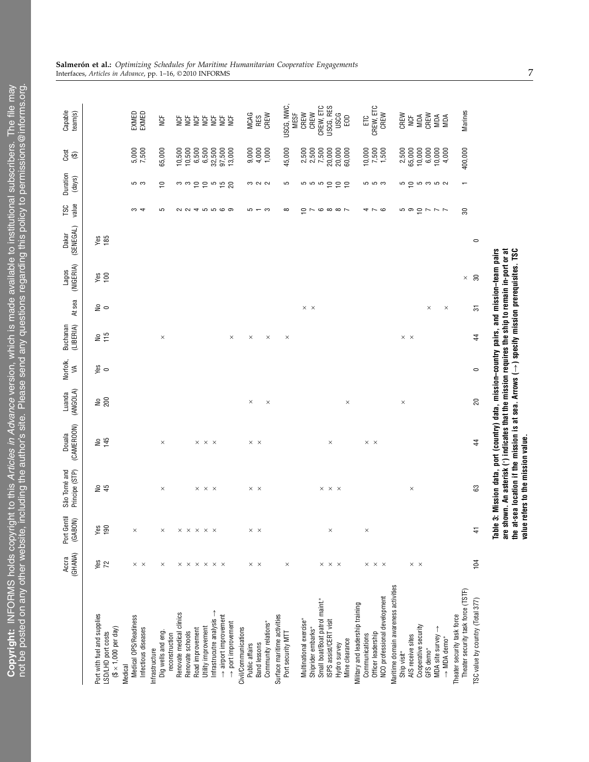| | Accra (GHANA) | Port Gentil (GABON) | São Tomé and Príncipe (STP) | Douala (CAMEROON) | Luanda (ANGOLA) | Norfolk, VA | Buchanan (LIBERIA) | At sea | Lagos (NIGERIA) | Dakar (SENEGAL) | TSC value | Duration (days) | Cost ($) | Capable team(s) |
|---|---|---|---|---|---|---|---|---|---|---|---|---|---|---|
| Port with fuel and supplies | Yes | Yes | No | No | No | Yes | No | No | Yes | Yes | | | | |
| LSD/LHD port costs ($ × 1,000 per day) | 72 | 190 | 45 | 145 | 200 | 0 | 115 | 0 | 100 | 185 | | | | |
| Medical | | | | | | | | | | | | | | |
| Medical OPS/Readiness | × | × | | | | | | | | | 3 | 5 | 5,000 | EXMED |
| Infectious diseases | × | | | | | | | | | | 4 | 3 | 7,500 | EXMED |
| Infrastructure | | | | | | | | | | | | | | |
| Dig wells and eng. reconstruction | × | × | × | × | | | × | | | | 5 | 10 | 65,000 | NCF |
| Renovate medical clinics | × | × | | | | | | | | | 2 | 3 | 10,500 | NCF |
| Renovate schools | × | × | | | | | | | | | 2 | 3 | 10,500 | NCF |
| Road improvement | × | × | × | × | | | | | | | 4 | 10 | 6,500 | NCF |
| Utility improvement | × | × | × | × | | | | | | | 5 | 10 | 6,500 | NCF |
| Infrastructure analysis → | × | × | × | × | | | | | | | 5 | 5 | 32,500 | NCF |
| → airport improvement | × | | | | | | | | | | 6 | 15 | 97,500 | NCF |
| → port improvement | | | | | | | × | | | | 9 | 20 | 13,000 | NCF |
| Civil/Communications | | | | | | | | | | | | | | |
| Public affairs | × | × | × | × | × | | × | | | | 5 | 3 | 9,000 | MCAG |
| Band lessons | × | × | × | × | | | | | | | 1 | 2 | 4,000 | RES |
| Community relations* | | | | | × | | × | | | | 3 | 2 | 1,000 | CREW |
| Surface maritime activities | | | | | | | | | | | | | | |
| Port security MTT | × | | | | | | × | | | | 8 | 5 | 45,000 | USCG, NWC, MESF |
| Multinational exercise* | | | | | | | | × | | | 10 | 5 | 2,500 | CREW |
| Shiprider embarks* | | | | | | | | × | | | 7 | 5 | 2,500 | CREW |
| Small boat/Boat patrol maint.* | × | | × | | | | | | | | 6 | 5 | 7,500 | CREW, ETC |
| ISPS assist/CERT visit | × | × | × | × | | | | | | | 8 | 10 | 20,000 | USCG, RES |
| Hydro survey | × | | × | | | | | | | | 8 | 10 | 20,000 | USCG |
| Mine clearance | | | | | × | | | | | | 7 | 10 | 60,000 | EOD |
| Military and leadership training | | | | | | | | | | | | | | |
| Communications | × | × | | × | | | | | | | 4 | 5 | 10,000 | ETC |
| Officer leadership | × | | | × | | | | | | | 7 | 5 | 7,500 | CREW, ETC |
| NCO professional development | × | | | | | | | | | | 6 | 3 | 1,500 | CREW |
| Maritime domain awareness activities | | | | | | | | | | | | | | |
| Ship visit* | × | | × | | × | | × | | | | 5 | 5 | 2,500 | CREW |
| AIS receive sites | × | | | | | | × | | | | 9 | 10 | 65,000 | NCF |
| Cooperative security | | | | | | | | | | | 10 | 5 | 10,000 | MDA |
| GFS demo* | | | | | | | | × | | | 7 | 3 | 6,000 | CREW |
| MDA site survey → | | | | | | | | | | | 7 | 5 | 10,000 | MDA |
| → MDA demo* | | | | | | | | × | | | 7 | 2 | 4,000 | MDA |
| Theater security task force | | | | | | | | | | | | | | |
| Theater security task force (TSTF) | | | | | | | | | × | | 30 | 1 | 400,000 | Marines |
| TSC value by country (Total 377) | 104 | 41 | 63 | 44 | 20 | 0 | 44 | 31 | 30 | 0 | | | | |

**Table 3: Mission data, port (country) data, mission–country pairs, and mission–team pairs are shown. An asterisk (*) indicates that the mission requires the ship to remain in-port or at the at-sea location if the mission is at sea. Arrows (→) specify mission prerequisites. TSC value refers to the mission value.**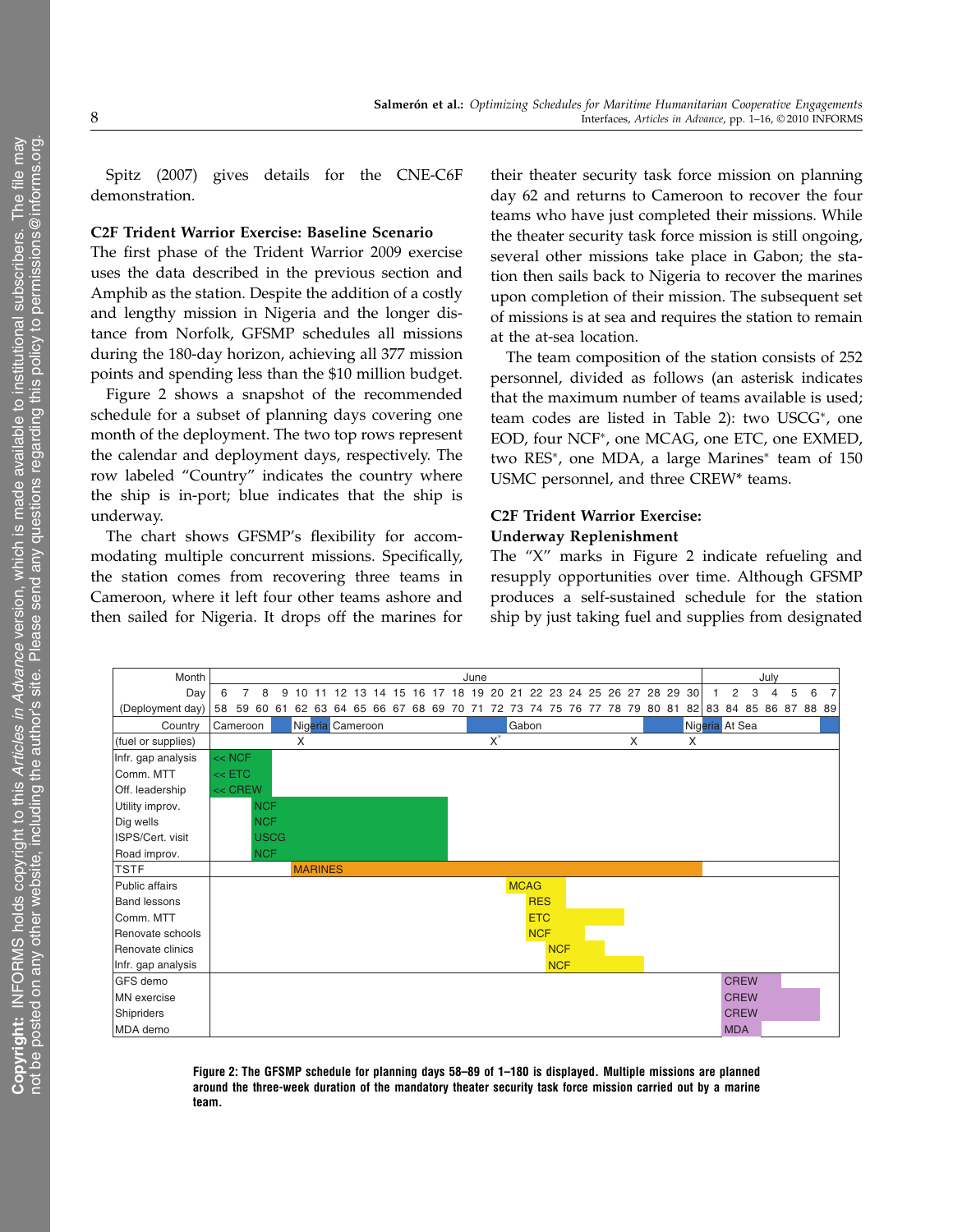Spitz (2007) gives details for the CNE-C6F demonstration.

### C2F Trident Warrior Exercise: Baseline Scenario

The first phase of the Trident Warrior 2009 exercise uses the data described in the previous section and Amphib as the station. Despite the addition of a costly and lengthy mission in Nigeria and the longer distance from Norfolk, GFSMP schedules all missions during the 180-day horizon, achieving all 377 mission points and spending less than the $10 million budget.

Figure 2 shows a snapshot of the recommended schedule for a subset of planning days covering one month of the deployment. The two top rows represent the calendar and deployment days, respectively. The row labeled "Country" indicates the country where the ship is in-port; blue indicates that the ship is underway.

The chart shows GFSMP's flexibility for accommodating multiple concurrent missions. Specifically, the station comes from recovering three teams in Cameroon, where it left four other teams ashore and then sailed for Nigeria. It drops off the marines for their theater security task force mission on planning day 62 and returns to Cameroon to recover the four teams who have just completed their missions. While the theater security task force mission is still ongoing, several other missions take place in Gabon; the station then sails back to Nigeria to recover the marines upon completion of their mission. The subsequent set of missions is at sea and requires the station to remain at the at-sea location.

The team composition of the station consists of 252 personnel, divided as follows (an asterisk indicates that the maximum number of teams available is used; team codes are listed in Table 2): two USCG*, one EOD, four NCF*, one MCAG, one ETC, one EXMED, two RES*, one MDA, a large Marines* team of 150 USMC personnel, and three CREW* teams.

### C2F Trident Warrior Exercise: Underway Replenishment

The "X" marks in Figure 2 indicate refueling and resupply opportunities over time. Although GFSMP produces a self-sustained schedule for the station ship by just taking fuel and supplies from designated

| Month | June | | | | | | | | | | | | | | | | | | | | | | | | | July | | | | | | |
|---|---|---|---|---|---|---|---|---|---|---|---|---|---|---|---|---|---|---|---|---|---|---|---|---|---|---|---|---|---|---|---|---|
| Day | 6 | 7 | 8 | 9 | 10 | 11 | 12 | 13 | 14 | 15 | 16 | 17 | 18 | 19 | 20 | 21 | 22 | 23 | 24 | 25 | 26 | 27 | 28 | 29 | 30 | 1 | 2 | 3 | 4 | 5 | 6 | 7 |
| (Deployment day) | 58 | 59 | 60 | 61 | 62 | 63 | 64 | 65 | 66 | 67 | 68 | 69 | 70 | 71 | 72 | 73 | 74 | 75 | 76 | 77 | 78 | 79 | 80 | 81 | 82 | 83 | 84 | 85 | 86 | 87 | 88 | 89 |
| Country | Cameroon | | | | Nigeria | Cameroon | | | | | | | | | | Gabon | | | | | | | | | Nigeria | At Sea | | | | | | |
| (fuel or supplies) | | | | | X | | | | | | | | | | X* | | | | | | | X | | | X | | | | | | | |
| Infr. gap analysis | << NCF | | | | | | | | | | | | | | | | | | | | | | | | | | | | | | | |
| Comm. MTT | << ETC | | | | | | | | | | | | | | | | | | | | | | | | | | | | | | | |
| Off. leadership | << CREW | | | | | | | | | | | | | | | | | | | | | | | | | | | | | | | |
| Utility improv. | | | NCF | | | | | | | | | | | | | | | | | | | | | | | | | | | | | |
| Dig wells | | | NCF | | | | | | | | | | | | | | | | | | | | | | | | | | | | | |
| ISPS/Cert. visit | | | USCG | | | | | | | | | | | | | | | | | | | | | | | | | | | | | |
| Road improv. | | | NCF | | | | | | | | | | | | | | | | | | | | | | | | | | | | | |
| TSTF | | | | | MARINES | | | | | | | | | | | | | | | | | | | | | | | | | | | |
| Public affairs | | | | | | | | | | | | | | | | MCAG | | | | | | | | | | | | | | | | |
| Band lessons | | | | | | | | | | | | | | | | | RES | | | | | | | | | | | | | | | |
| Comm. MTT | | | | | | | | | | | | | | | | | ETC | | | | | | | | | | | | | | | |
| Renovate schools | | | | | | | | | | | | | | | | | NCF | | | | | | | | | | | | | | | |
| Renovate clinics | | | | | | | | | | | | | | | | | | NCF | | | | | | | | | | | | | | |
| Infr. gap analysis | | | | | | | | | | | | | | | | | | NCF | | | | | | | | | | | | | | |
| GFS demo | | | | | | | | | | | | | | | | | | | | | | | | | | | CREW | | | | | |
| MN exercise | | | | | | | | | | | | | | | | | | | | | | | | | | | CREW | | | | | |
| Shipriders | | | | | | | | | | | | | | | | | | | | | | | | | | | CREW | | | | | |
| MDA demo | | | | | | | | | | | | | | | | | | | | | | | | | | | MDA | | | | | |

**Figure 2: The GFSMP schedule for planning days 58–89 of 1–180 is displayed. Multiple missions are planned around the three-week duration of the mandatory theater security task force mission carried out by a marine team.**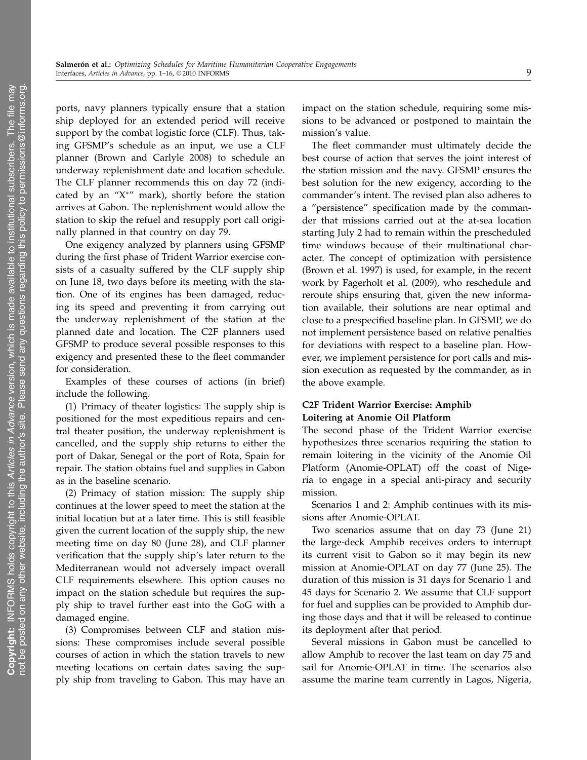ports, navy planners typically ensure that a station ship deployed for an extended period will receive support by the combat logistic force (CLF). Thus, taking GFSMP's schedule as an input, we use a CLF planner (Brown and Carlyle 2008) to schedule an underway replenishment date and location schedule. The CLF planner recommends this on day 72 (indicated by an "X*" mark), shortly before the station arrives at Gabon. The replenishment would allow the station to skip the refuel and resupply port call originally planned in that country on day 79.

One exigency analyzed by planners using GFSMP during the first phase of Trident Warrior exercise consists of a casualty suffered by the CLF supply ship on June 18, two days before its meeting with the station. One of its engines has been damaged, reducing its speed and preventing it from carrying out the underway replenishment of the station at the planned date and location. The C2F planners used GFSMP to produce several possible responses to this exigency and presented these to the fleet commander for consideration.

Examples of these courses of actions (in brief) include the following.

(1) Primacy of theater logistics: The supply ship is positioned for the most expeditious repairs and central theater position, the underway replenishment is cancelled, and the supply ship returns to either the port of Dakar, Senegal or the port of Rota, Spain for repair. The station obtains fuel and supplies in Gabon as in the baseline scenario.

(2) Primacy of station mission: The supply ship continues at the lower speed to meet the station at the initial location but at a later time. This is still feasible given the current location of the supply ship, the new meeting time on day 80 (June 28), and CLF planner verification that the supply ship's later return to the Mediterranean would not adversely impact overall CLF requirements elsewhere. This option causes no impact on the station schedule but requires the supply ship to travel further east into the GoG with a damaged engine.

(3) Compromises between CLF and station missions: These compromises include several possible courses of action in which the station travels to new meeting locations on certain dates saving the supply ship from traveling to Gabon. This may have an impact on the station schedule, requiring some missions to be advanced or postponed to maintain the mission's value.

The fleet commander must ultimately decide the best course of action that serves the joint interest of the station mission and the navy. GFSMP ensures the best solution for the new exigency, according to the commander's intent. The revised plan also adheres to a "persistence" specification made by the commander that missions carried out at the at-sea location starting July 2 had to remain within the prescheduled time windows because of their multinational character. The concept of optimization with persistence (Brown et al. 1997) is used, for example, in the recent work by Fagerholt et al. (2009), who reschedule and reroute ships ensuring that, given the new information available, their solutions are near optimal and close to a prespecified baseline plan. In GFSMP, we do not implement persistence based on relative penalties for deviations with respect to a baseline plan. However, we implement persistence for port calls and mission execution as requested by the commander, as in the above example.

### C2F Trident Warrior Exercise: Amphib Loitering at Anomie Oil Platform

The second phase of the Trident Warrior exercise hypothesizes three scenarios requiring the station to remain loitering in the vicinity of the Anomie Oil Platform (Anomie-OPLAT) off the coast of Nigeria to engage in a special anti-piracy and security mission.

Scenarios 1 and 2: Amphib continues with its missions after Anomie-OPLAT.

Two scenarios assume that on day 73 (June 21) the large-deck Amphib receives orders to interrupt its current visit to Gabon so it may begin its new mission at Anomie-OPLAT on day 77 (June 25). The duration of this mission is 31 days for Scenario 1 and 45 days for Scenario 2. We assume that CLF support for fuel and supplies can be provided to Amphib during those days and that it will be released to continue its deployment after that period.

Several missions in Gabon must be cancelled to allow Amphib to recover the last team on day 75 and sail for Anomie-OPLAT in time. The scenarios also assume the marine team currently in Lagos, Nigeria,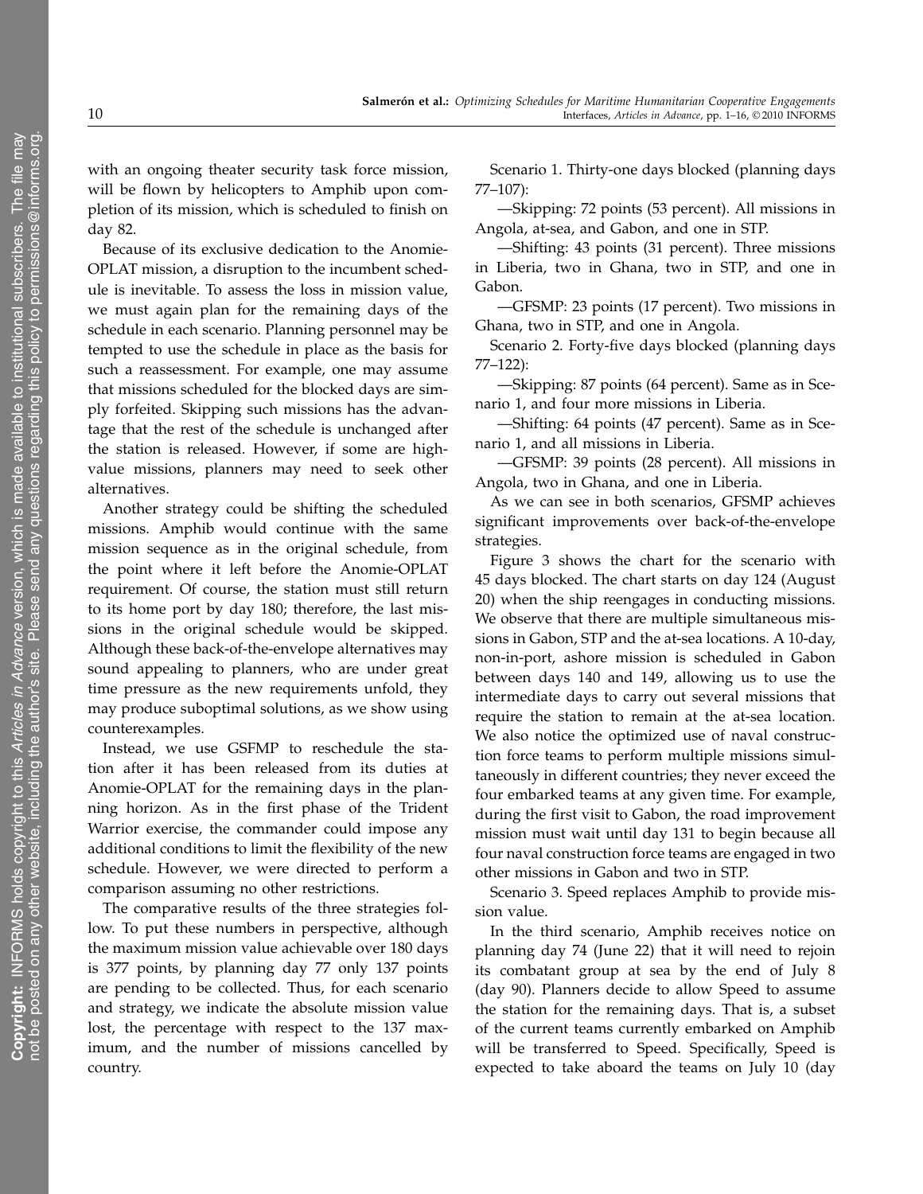with an ongoing theater security task force mission, will be flown by helicopters to Amphib upon completion of its mission, which is scheduled to finish on day 82.

Because of its exclusive dedication to the Anomie-OPLAT mission, a disruption to the incumbent schedule is inevitable. To assess the loss in mission value, we must again plan for the remaining days of the schedule in each scenario. Planning personnel may be tempted to use the schedule in place as the basis for such a reassessment. For example, one may assume that missions scheduled for the blocked days are simply forfeited. Skipping such missions has the advantage that the rest of the schedule is unchanged after the station is released. However, if some are high-value missions, planners may need to seek other alternatives.

Another strategy could be shifting the scheduled missions. Amphib would continue with the same mission sequence as in the original schedule, from the point where it left before the Anomie-OPLAT requirement. Of course, the station must still return to its home port by day 180; therefore, the last missions in the original schedule would be skipped. Although these back-of-the-envelope alternatives may sound appealing to planners, who are under great time pressure as the new requirements unfold, they may produce suboptimal solutions, as we show using counterexamples.

Instead, we use GSFMP to reschedule the station after it has been released from its duties at Anomie-OPLAT for the remaining days in the planning horizon. As in the first phase of the Trident Warrior exercise, the commander could impose any additional conditions to limit the flexibility of the new schedule. However, we were directed to perform a comparison assuming no other restrictions.

The comparative results of the three strategies follow. To put these numbers in perspective, although the maximum mission value achievable over 180 days is 377 points, by planning day 77 only 137 points are pending to be collected. Thus, for each scenario and strategy, we indicate the absolute mission value lost, the percentage with respect to the 137 maximum, and the number of missions cancelled by country.

Scenario 1. Thirty-one days blocked (planning days 77–107):

—Skipping: 72 points (53 percent). All missions in Angola, at-sea, and Gabon, and one in STP.

—Shifting: 43 points (31 percent). Three missions in Liberia, two in Ghana, two in STP, and one in Gabon.

—GFSMP: 23 points (17 percent). Two missions in Ghana, two in STP, and one in Angola.

Scenario 2. Forty-five days blocked (planning days 77–122):

—Skipping: 87 points (64 percent). Same as in Scenario 1, and four more missions in Liberia.

—Shifting: 64 points (47 percent). Same as in Scenario 1, and all missions in Liberia.

—GFSMP: 39 points (28 percent). All missions in Angola, two in Ghana, and one in Liberia.

As we can see in both scenarios, GFSMP achieves significant improvements over back-of-the-envelope strategies.

Figure 3 shows the chart for the scenario with 45 days blocked. The chart starts on day 124 (August 20) when the ship reengages in conducting missions. We observe that there are multiple simultaneous missions in Gabon, STP and the at-sea locations. A 10-day, non-in-port, ashore mission is scheduled in Gabon between days 140 and 149, allowing us to use the intermediate days to carry out several missions that require the station to remain at the at-sea location. We also notice the optimized use of naval construction force teams to perform multiple missions simultaneously in different countries; they never exceed the four embarked teams at any given time. For example, during the first visit to Gabon, the road improvement mission must wait until day 131 to begin because all four naval construction force teams are engaged in two other missions in Gabon and two in STP.

Scenario 3. Speed replaces Amphib to provide mission value.

In the third scenario, Amphib receives notice on planning day 74 (June 22) that it will need to rejoin its combatant group at sea by the end of July 8 (day 90). Planners decide to allow Speed to assume the station for the remaining days. That is, a subset of the current teams currently embarked on Amphib will be transferred to Speed. Specifically, Speed is expected to take aboard the teams on July 10 (day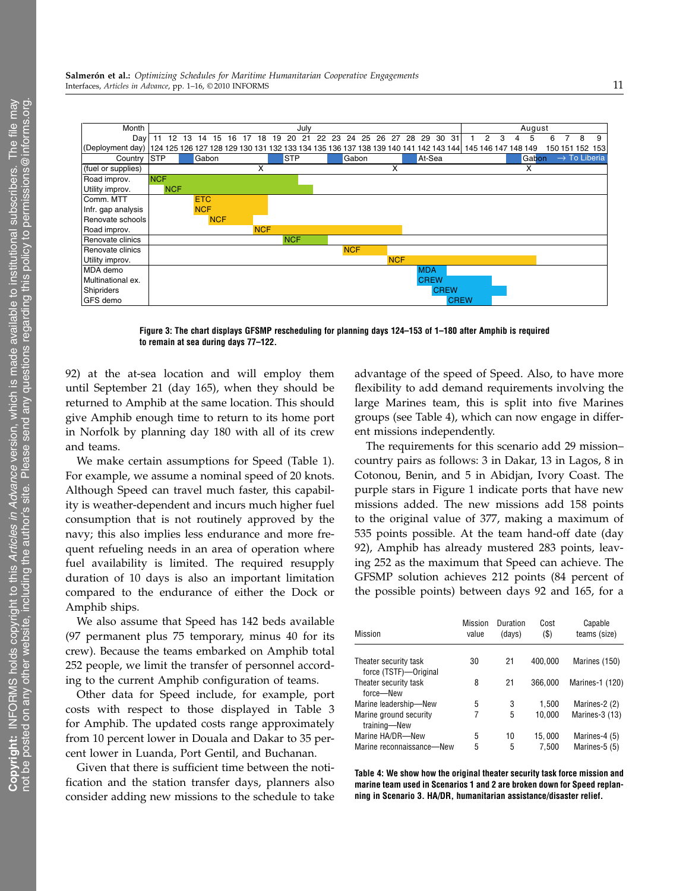Figure 3: The chart displays GFSMP rescheduling for planning days 124–153 of 1–180 after Amphib is required to remain at sea during days 77–122.

92) at the at-sea location and will employ them until September 21 (day 165), when they should be returned to Amphib at the same location. This should give Amphib enough time to return to its home port in Norfolk by planning day 180 with all of its crew and teams.

We make certain assumptions for Speed (Table 1). For example, we assume a nominal speed of 20 knots. Although Speed can travel much faster, this capability is weather-dependent and incurs much higher fuel consumption that is not routinely approved by the navy; this also implies less endurance and more frequent refueling needs in an area of operation where fuel availability is limited. The required resupply duration of 10 days is also an important limitation compared to the endurance of either the Dock or Amphib ships.

We also assume that Speed has 142 beds available (97 permanent plus 75 temporary, minus 40 for its crew). Because the teams embarked on Amphib total 252 people, we limit the transfer of personnel according to the current Amphib configuration of teams.

Other data for Speed include, for example, port costs with respect to those displayed in Table 3 for Amphib. The updated costs range approximately from 10 percent lower in Douala and Dakar to 35 percent lower in Luanda, Port Gentil, and Buchanan.

Given that there is sufficient time between the notification and the station transfer days, planners also consider adding new missions to the schedule to take advantage of the speed of Speed. Also, to have more flexibility to add demand requirements involving the large Marines team, this is split into five Marines groups (see Table 4), which can now engage in different missions independently.

The requirements for this scenario add 29 mission–country pairs as follows: 3 in Dakar, 13 in Lagos, 8 in Cotonou, Benin, and 5 in Abidjan, Ivory Coast. The purple stars in Figure 1 indicate ports that have new missions added. The new missions add 158 points to the original value of 377, making a maximum of 535 points possible. At the team hand-off date (day 92), Amphib has already mustered 283 points, leaving 252 as the maximum that Speed can achieve. The GFSMP solution achieves 212 points (84 percent of the possible points) between days 92 and 165, for a

| Mission | Mission value | Duration (days) | Cost ($) | Capable teams (size) |
|---|---|---|---|---|
| Theater security task force (TSTF)—Original | 30 | 21 | 400,000 | Marines (150) |
| Theater security task force—New | 8 | 21 | 366,000 | Marines-1 (120) |
| Marine leadership—New | 5 | 3 | 1,500 | Marines-2 (2) |
| Marine ground security training—New | 7 | 5 | 10,000 | Marines-3 (13) |
| Marine HA/DR—New | 5 | 10 | 15,000 | Marines-4 (5) |
| Marine reconnaissance—New | 5 | 5 | 7,500 | Marines-5 (5) |

Table 4: We show how the original theater security task force mission and marine team used in Scenarios 1 and 2 are broken down for Speed replanning in Scenario 3. HA/DR, humanitarian assistance/disaster relief.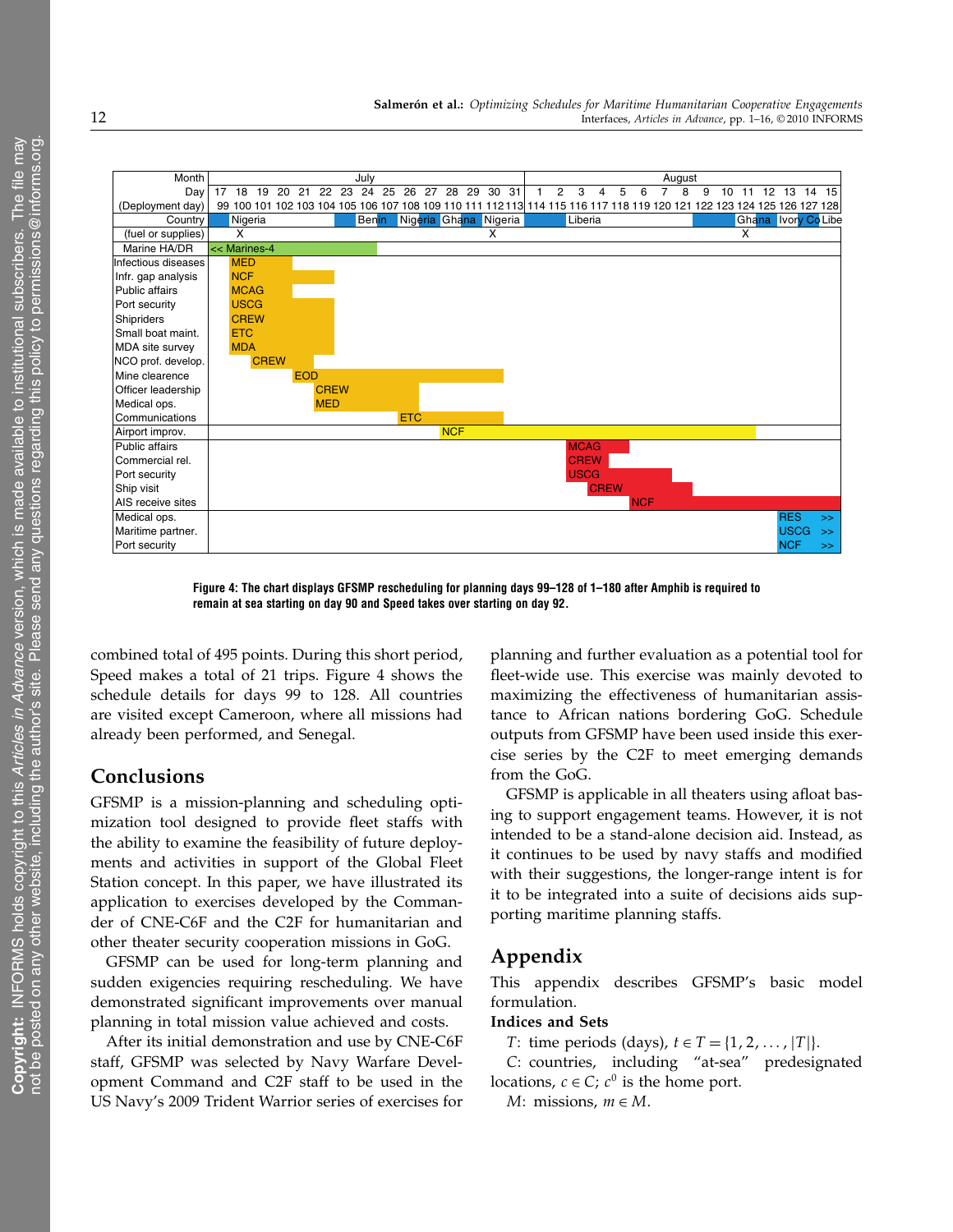Figure 4: The chart displays GFSMP rescheduling for planning days 99–128 of 1–180 after Amphib is required to remain at sea starting on day 90 and Speed takes over starting on day 92.

combined total of 495 points. During this short period, Speed makes a total of 21 trips. Figure 4 shows the schedule details for days 99 to 128. All countries are visited except Cameroon, where all missions had already been performed, and Senegal.

## Conclusions

GFSMP is a mission-planning and scheduling optimization tool designed to provide fleet staffs with the ability to examine the feasibility of future deployments and activities in support of the Global Fleet Station concept. In this paper, we have illustrated its application to exercises developed by the Commander of CNE-C6F and the C2F for humanitarian and other theater security cooperation missions in GoG.

GFSMP can be used for long-term planning and sudden exigencies requiring rescheduling. We have demonstrated significant improvements over manual planning in total mission value achieved and costs.

After its initial demonstration and use by CNE-C6F staff, GFSMP was selected by Navy Warfare Development Command and C2F staff to be used in the US Navy's 2009 Trident Warrior series of exercises for planning and further evaluation as a potential tool for fleet-wide use. This exercise was mainly devoted to maximizing the effectiveness of humanitarian assistance to African nations bordering GoG. Schedule outputs from GFSMP have been used inside this exercise series by the C2F to meet emerging demands from the GoG.

GFSMP is applicable in all theaters using afloat basing to support engagement teams. However, it is not intended to be a stand-alone decision aid. Instead, as it continues to be used by navy staffs and modified with their suggestions, the longer-range intent is for it to be integrated into a suite of decisions aids supporting maritime planning staffs.

## Appendix

This appendix describes GFSMP's basic model formulation.

### Indices and Sets

$T$: time periods (days), $t \in T = \{1, 2, \ldots, |T|\}$.

$C$: countries, including "at-sea" predesignated locations, $c \in C$; $c^0$ is the home port.

$M$: missions, $m \in M$.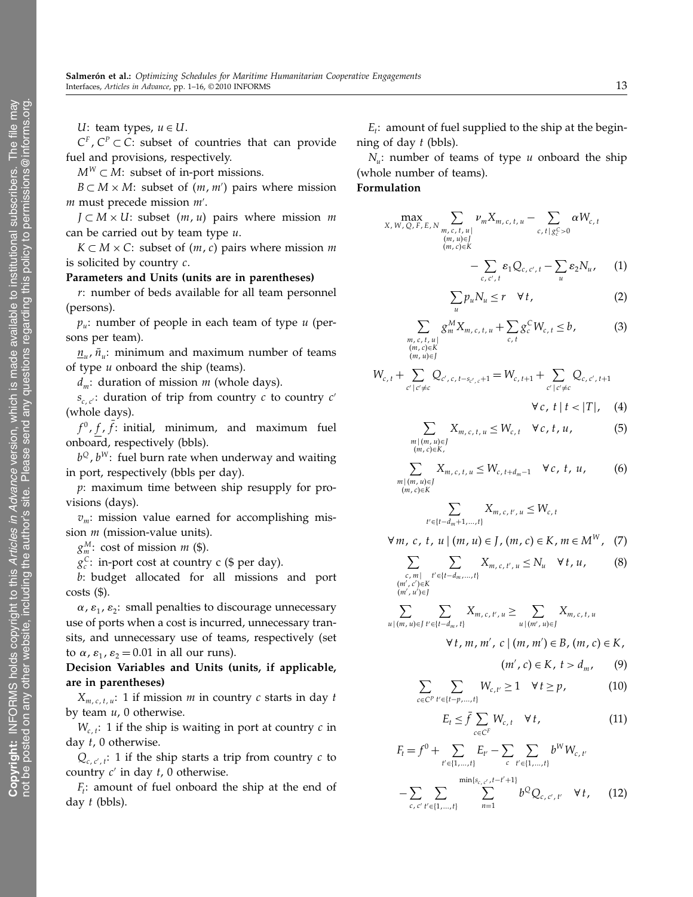$U$: team types, $u \in U$.

$C^F, C^P \subset C$: subset of countries that can provide fuel and provisions, respectively.

$M^W \subset M$: subset of in-port missions.

$B \subset M \times M$: subset of $(m, m')$ pairs where mission $m$ must precede mission $m'$.

$J \subset M \times U$: subset $(m, u)$ pairs where mission $m$ can be carried out by team type $u$.

$K \subset M \times C$: subset of $(m, c)$ pairs where mission $m$ is solicited by country $c$.

**Parameters and Units (units are in parentheses)**

$r$: number of beds available for all team personnel (persons).

$p_u$: number of people in each team of type $u$ (persons per team).

$\underline{n}_u, \bar{n}_u$: minimum and maximum number of teams of type $u$ onboard the ship (teams).

$d_m$: duration of mission $m$ (whole days).

$s_{c,c'}$: duration of trip from country $c$ to country $c'$ (whole days).

$f^0, \underline{f}, \bar{f}$: initial, minimum, and maximum fuel onboard, respectively (bbls).

$b^Q, b^W$: fuel burn rate when underway and waiting in port, respectively (bbls per day).

$p$: maximum time between ship resupply for provisions (days).

$v_m$: mission value earned for accomplishing mission $m$ (mission-value units).

$g_m^M$: cost of mission $m$ (\$).

$g_c^C$: in-port cost at country c (\$ per day).

$b$: budget allocated for all missions and port costs (\$).

$\alpha, \varepsilon_1, \varepsilon_2$: small penalties to discourage unnecessary use of ports when a cost is incurred, unnecessary transits, and unnecessary use of teams, respectively (set to $\alpha, \varepsilon_1, \varepsilon_2 = 0.01$ in all our runs).

**Decision Variables and Units (units, if applicable, are in parentheses)**

$X_{m,c,t,u}$: 1 if mission $m$ in country $c$ starts in day $t$ by team $u$, 0 otherwise.

$W_{c,t}$: 1 if the ship is waiting in port at country $c$ in day $t$, 0 otherwise.

$Q_{c,c',t}$: 1 if the ship starts a trip from country $c$ to country $c'$ in day $t$, 0 otherwise.

$F_t$: amount of fuel onboard the ship at the end of day $t$ (bbls).

$E_t$: amount of fuel supplied to the ship at the beginning of day $t$ (bbls).

$N_u$: number of teams of type $u$ onboard the ship (whole number of teams).

**Formulation**

$$\max_{X,W,Q,F,E,N} \sum_{\substack{m,c,t,u \mid \\ (m,u)\in J \\ (m,c)\in K}} \nu_m X_{m,c,t,u} - \sum_{c,t \mid g_c^C > 0} \alpha W_{c,t} - \sum_{c,c',t} \varepsilon_1 Q_{c,c',t} - \sum_u \varepsilon_2 N_u, \quad (1)$$

$$\sum_u p_u N_u \le r \quad \forall t, \quad (2)$$

$$\sum_{\substack{m,c,t,u \mid \\ (m,c)\in K \\ (m,u)\in J}} g_m^M X_{m,c,t,u} + \sum_{c,t} g_c^C W_{c,t} \le b, \quad (3)$$

$$W_{c,t} + \sum_{c' \mid c' \ne c} Q_{c',c,t-s_{c',c}+1} = W_{c,t+1} + \sum_{c' \mid c' \ne c} Q_{c,c',t+1} \quad \forall c, t \mid t < |T|, \quad (4)$$

$$\sum_{\substack{m \mid (m,u)\in J \\ (m,c)\in K,}} X_{m,c,t,u} \le W_{c,t} \quad \forall c, t, u, \quad (5)$$

$$\sum_{\substack{m \mid (m,u)\in J \\ (m,c)\in K}} X_{m,c,t,u} \le W_{c,t+d_m-1} \quad \forall c, t, u, \quad (6)$$

$$\sum_{t' \in \{t-d_m+1,\dots,t\}} X_{m,c,t',u} \le W_{c,t} \quad \forall m, c, t, u \mid (m,u) \in J, (m,c) \in K, m \in M^W, \quad (7)$$

$$\sum_{\substack{c,m \mid \\ (m',c')\in K \\ (m',u')\in J}} \sum_{t' \in \{t-d_m,\dots,t\}} X_{m,c,t',u} \le N_u \quad \forall t, u, \quad (8)$$

$$\sum_{u \mid (m,u)\in J} \sum_{t' \in \{t-d_m,t\}} X_{m,c,t',u} \ge \sum_{u \mid (m',u)\in J} X_{m,c,t,u} \quad \forall t, m, m', c \mid (m,m') \in B, (m,c) \in K, (m',c) \in K, t > d_m, \quad (9)$$

$$\sum_{c \in C^P} \sum_{t' \in \{t-p,\dots,t\}} W_{c,t'} \ge 1 \quad \forall t \ge p, \quad (10)$$

$$E_t \le \bar{f} \sum_{c \in C^F} W_{c,t} \quad \forall t, \quad (11)$$

$$F_t = f^0 + \sum_{t' \in \{1,\dots,t\}} E_{t'} - \sum_c \sum_{t' \in \{1,\dots,t\}} b^W W_{c,t'} - \sum_{c,c'} \sum_{t' \in \{1,\dots,t\}} \sum_{n=1}^{\min\{s_{c,c'},t-t'+1\}} b^Q Q_{c,c',t'} \quad \forall t, \quad (12)$$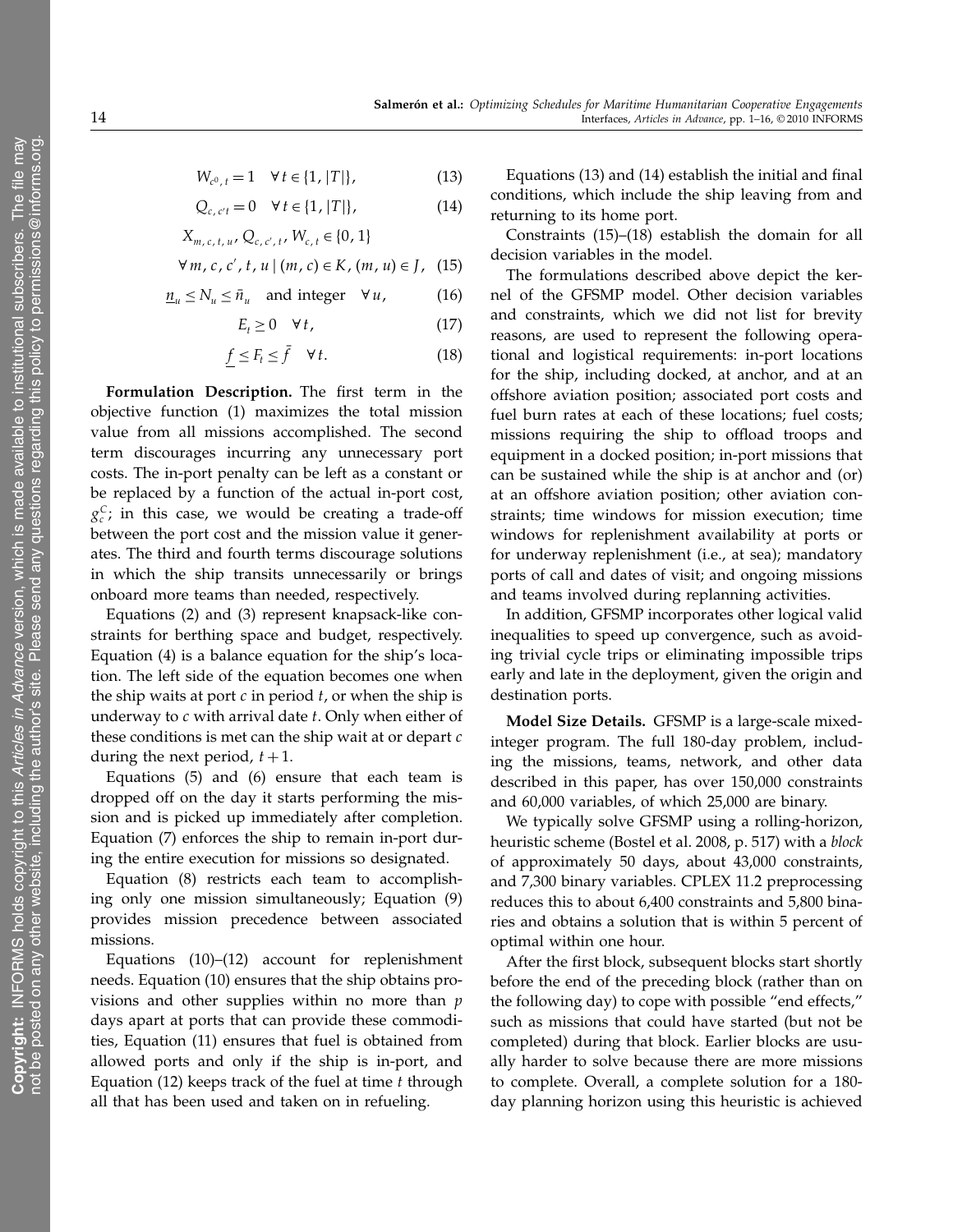$$W_{c^0,t} = 1 \quad \forall t \in \{1, |T|\}, \tag{13}$$

$$Q_{c,c't} = 0 \quad \forall t \in \{1, |T|\}, \tag{14}$$

$$X_{m,c,t,u}, Q_{c,c',t}, W_{c,t} \in \{0, 1\}$$

$$\forall m, c, c', t, u \mid (m, c) \in K, (m, u) \in J, \tag{15}$$

$$\underline{n}_u \leq N_u \leq \bar{n}_u \quad \text{and integer} \quad \forall u, \tag{16}$$

$$E_t \geq 0 \quad \forall t, \tag{17}$$

$$\underline{f} \leq F_t \leq \bar{f} \quad \forall t. \tag{18}$$

**Formulation Description.** The first term in the objective function (1) maximizes the total mission value from all missions accomplished. The second term discourages incurring any unnecessary port costs. The in-port penalty can be left as a constant or be replaced by a function of the actual in-port cost, $g_c^C$; in this case, we would be creating a trade-off between the port cost and the mission value it generates. The third and fourth terms discourage solutions in which the ship transits unnecessarily or brings onboard more teams than needed, respectively.

Equations (2) and (3) represent knapsack-like constraints for berthing space and budget, respectively. Equation (4) is a balance equation for the ship's location. The left side of the equation becomes one when the ship waits at port $c$ in period $t$, or when the ship is underway to $c$ with arrival date $t$. Only when either of these conditions is met can the ship wait at or depart $c$ during the next period, $t+1$.

Equations (5) and (6) ensure that each team is dropped off on the day it starts performing the mission and is picked up immediately after completion. Equation (7) enforces the ship to remain in-port during the entire execution for missions so designated.

Equation (8) restricts each team to accomplishing only one mission simultaneously; Equation (9) provides mission precedence between associated missions.

Equations (10)–(12) account for replenishment needs. Equation (10) ensures that the ship obtains provisions and other supplies within no more than $p$ days apart at ports that can provide these commodities, Equation (11) ensures that fuel is obtained from allowed ports and only if the ship is in-port, and Equation (12) keeps track of the fuel at time $t$ through all that has been used and taken on in refueling.

Equations (13) and (14) establish the initial and final conditions, which include the ship leaving from and returning to its home port.

Constraints (15)–(18) establish the domain for all decision variables in the model.

The formulations described above depict the kernel of the GFSMP model. Other decision variables and constraints, which we did not list for brevity reasons, are used to represent the following operational and logistical requirements: in-port locations for the ship, including docked, at anchor, and at an offshore aviation position; associated port costs and fuel burn rates at each of these locations; fuel costs; missions requiring the ship to offload troops and equipment in a docked position; in-port missions that can be sustained while the ship is at anchor and (or) at an offshore aviation position; other aviation constraints; time windows for mission execution; time windows for replenishment availability at ports or for underway replenishment (i.e., at sea); mandatory ports of call and dates of visit; and ongoing missions and teams involved during replanning activities.

In addition, GFSMP incorporates other logical valid inequalities to speed up convergence, such as avoiding trivial cycle trips or eliminating impossible trips early and late in the deployment, given the origin and destination ports.

**Model Size Details.** GFSMP is a large-scale mixed-integer program. The full 180-day problem, including the missions, teams, network, and other data described in this paper, has over 150,000 constraints and 60,000 variables, of which 25,000 are binary.

We typically solve GFSMP using a rolling-horizon, heuristic scheme (Bostel et al. 2008, p. 517) with a *block* of approximately 50 days, about 43,000 constraints, and 7,300 binary variables. CPLEX 11.2 preprocessing reduces this to about 6,400 constraints and 5,800 binaries and obtains a solution that is within 5 percent of optimal within one hour.

After the first block, subsequent blocks start shortly before the end of the preceding block (rather than on the following day) to cope with possible "end effects," such as missions that could have started (but not be completed) during that block. Earlier blocks are usually harder to solve because there are more missions to complete. Overall, a complete solution for a 180-day planning horizon using this heuristic is achieved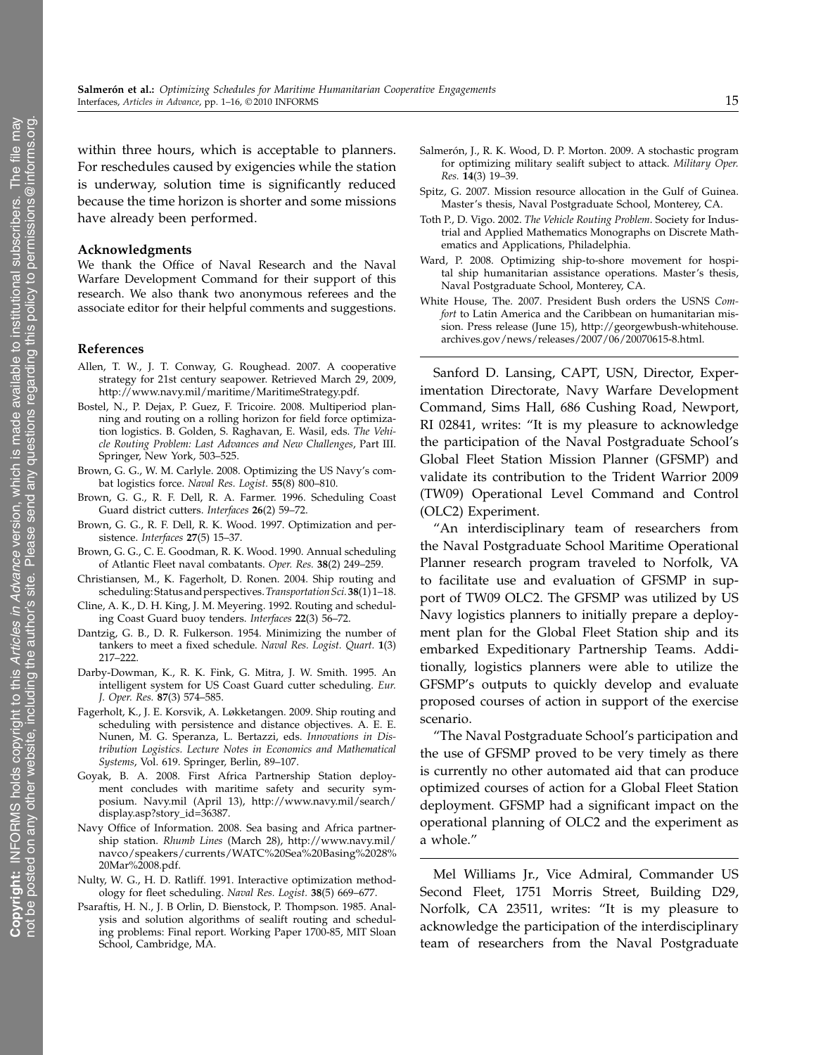within three hours, which is acceptable to planners. For reschedules caused by exigencies while the station is underway, solution time is significantly reduced because the time horizon is shorter and some missions have already been performed.

### Acknowledgments

We thank the Office of Naval Research and the Naval Warfare Development Command for their support of this research. We also thank two anonymous referees and the associate editor for their helpful comments and suggestions.

### References

Allen, T. W., J. T. Conway, G. Roughead. 2007. A cooperative strategy for 21st century seapower. Retrieved March 29, 2009, http://www.navy.mil/maritime/MaritimeStrategy.pdf.

Bostel, N., P. Dejax, P. Guez, F. Tricoire. 2008. Multiperiod planning and routing on a rolling horizon for field force optimization logistics. B. Golden, S. Raghavan, E. Wasil, eds. *The Vehicle Routing Problem: Last Advances and New Challenges*, Part III. Springer, New York, 503–525.

Brown, G. G., W. M. Carlyle. 2008. Optimizing the US Navy's combat logistics force. *Naval Res. Logist.* **55**(8) 800–810.

Brown, G. G., R. F. Dell, R. A. Farmer. 1996. Scheduling Coast Guard district cutters. *Interfaces* **26**(2) 59–72.

Brown, G. G., R. F. Dell, R. K. Wood. 1997. Optimization and persistence. *Interfaces* **27**(5) 15–37.

Brown, G. G., C. E. Goodman, R. K. Wood. 1990. Annual scheduling of Atlantic Fleet naval combatants. *Oper. Res.* **38**(2) 249–259.

Christiansen, M., K. Fagerholt, D. Ronen. 2004. Ship routing and scheduling: Status and perspectives. *Transportation Sci.* **38**(1) 1–18.

Cline, A. K., D. H. King, J. M. Meyering. 1992. Routing and scheduling Coast Guard buoy tenders. *Interfaces* **22**(3) 56–72.

Dantzig, G. B., D. R. Fulkerson. 1954. Minimizing the number of tankers to meet a fixed schedule. *Naval Res. Logist. Quart.* **1**(3) 217–222.

Darby-Dowman, K., R. K. Fink, G. Mitra, J. W. Smith. 1995. An intelligent system for US Coast Guard cutter scheduling. *Eur. J. Oper. Res.* **87**(3) 574–585.

Fagerholt, K., J. E. Korsvik, A. Løkketangen. 2009. Ship routing and scheduling with persistence and distance objectives. A. E. E. Nunen, M. G. Speranza, L. Bertazzi, eds. *Innovations in Distribution Logistics. Lecture Notes in Economics and Mathematical Systems*, Vol. 619. Springer, Berlin, 89–107.

Goyak, B. A. 2008. First Africa Partnership Station deployment concludes with maritime safety and security symposium. Navy.mil (April 13), http://www.navy.mil/search/display.asp?story_id=36387.

Navy Office of Information. 2008. Sea basing and Africa partnership station. *Rhumb Lines* (March 28), http://www.navy.mil/navco/speakers/currents/WATC%20Sea%20Basing%2028%20Mar%2008.pdf.

Nulty, W. G., H. D. Ratliff. 1991. Interactive optimization methodology for fleet scheduling. *Naval Res. Logist.* **38**(5) 669–677.

Psaraftis, H. N., J. B Orlin, D. Bienstock, P. Thompson. 1985. Analysis and solution algorithms of sealift routing and scheduling problems: Final report. Working Paper 1700-85, MIT Sloan School, Cambridge, MA.

Salmerón, J., R. K. Wood, D. P. Morton. 2009. A stochastic program for optimizing military sealift subject to attack. *Military Oper. Res.* **14**(3) 19–39.

Spitz, G. 2007. Mission resource allocation in the Gulf of Guinea. Master's thesis, Naval Postgraduate School, Monterey, CA.

Toth P., D. Vigo. 2002. *The Vehicle Routing Problem*. Society for Industrial and Applied Mathematics Monographs on Discrete Mathematics and Applications, Philadelphia.

Ward, P. 2008. Optimizing ship-to-shore movement for hospital ship humanitarian assistance operations. Master's thesis, Naval Postgraduate School, Monterey, CA.

White House, The. 2007. President Bush orders the USNS *Comfort* to Latin America and the Caribbean on humanitarian mission. Press release (June 15), http://georgewbush-whitehouse.archives.gov/news/releases/2007/06/20070615-8.html.

---

Sanford D. Lansing, CAPT, USN, Director, Experimentation Directorate, Navy Warfare Development Command, Sims Hall, 686 Cushing Road, Newport, RI 02841, writes: "It is my pleasure to acknowledge the participation of the Naval Postgraduate School's Global Fleet Station Mission Planner (GFSMP) and validate its contribution to the Trident Warrior 2009 (TW09) Operational Level Command and Control (OLC2) Experiment.

"An interdisciplinary team of researchers from the Naval Postgraduate School Maritime Operational Planner research program traveled to Norfolk, VA to facilitate use and evaluation of GFSMP in support of TW09 OLC2. The GFSMP was utilized by US Navy logistics planners to initially prepare a deployment plan for the Global Fleet Station ship and its embarked Expeditionary Partnership Teams. Additionally, logistics planners were able to utilize the GFSMP's outputs to quickly develop and evaluate proposed courses of action in support of the exercise scenario.

"The Naval Postgraduate School's participation and the use of GFSMP proved to be very timely as there is currently no other automated aid that can produce optimized courses of action for a Global Fleet Station deployment. GFSMP had a significant impact on the operational planning of OLC2 and the experiment as a whole."

---

Mel Williams Jr., Vice Admiral, Commander US Second Fleet, 1751 Morris Street, Building D29, Norfolk, CA 23511, writes: "It is my pleasure to acknowledge the participation of the interdisciplinary team of researchers from the Naval Postgraduate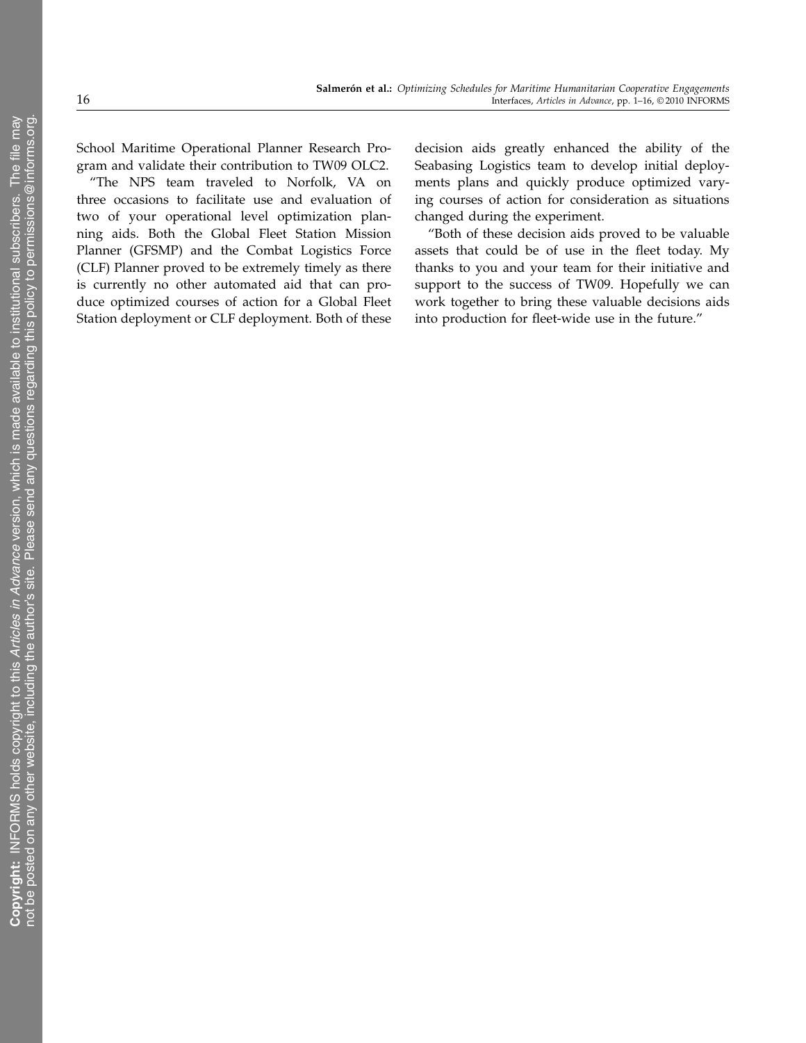School Maritime Operational Planner Research Program and validate their contribution to TW09 OLC2.

"The NPS team traveled to Norfolk, VA on three occasions to facilitate use and evaluation of two of your operational level optimization planning aids. Both the Global Fleet Station Mission Planner (GFSMP) and the Combat Logistics Force (CLF) Planner proved to be extremely timely as there is currently no other automated aid that can produce optimized courses of action for a Global Fleet Station deployment or CLF deployment. Both of these decision aids greatly enhanced the ability of the Seabasing Logistics team to develop initial deployments plans and quickly produce optimized varying courses of action for consideration as situations changed during the experiment.

"Both of these decision aids proved to be valuable assets that could be of use in the fleet today. My thanks to you and your team for their initiative and support to the success of TW09. Hopefully we can work together to bring these valuable decisions aids into production for fleet-wide use in the future."